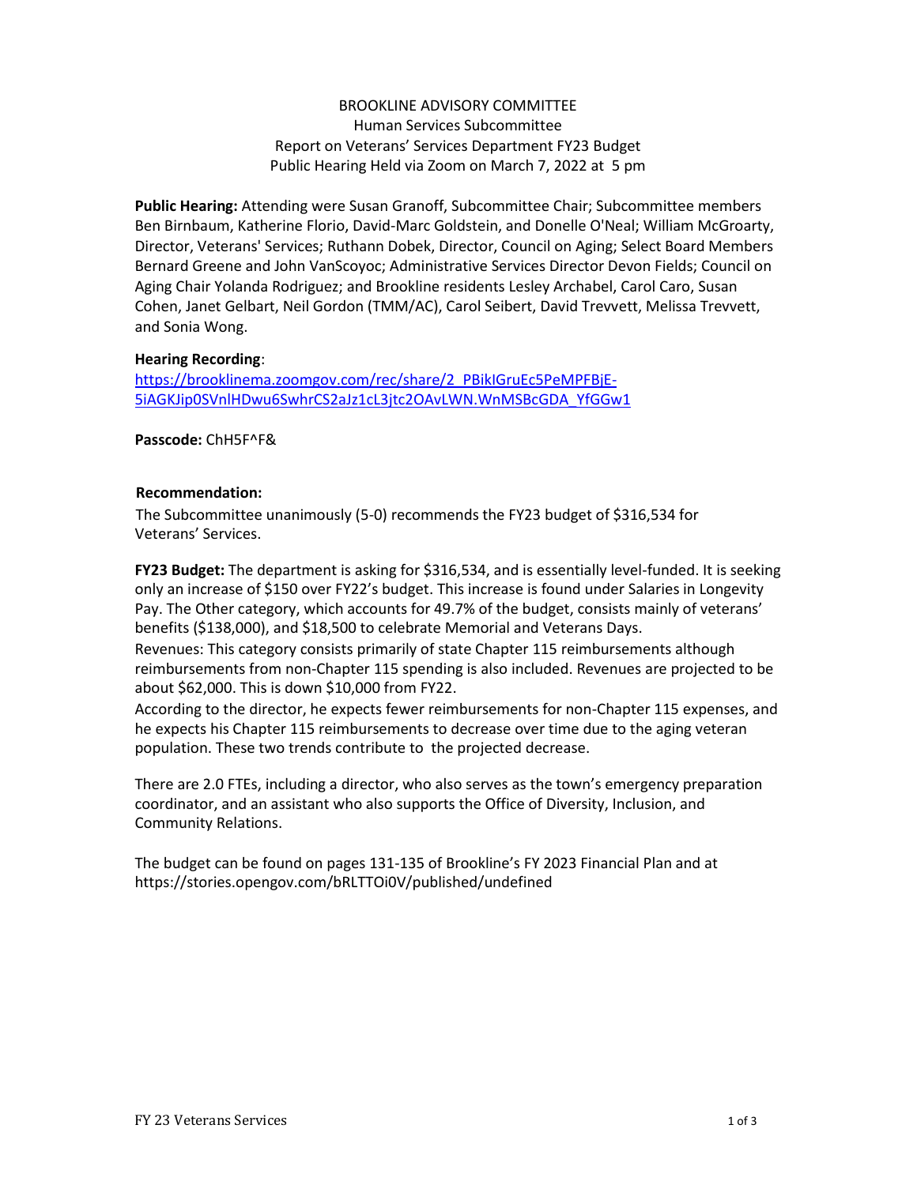# BROOKLINE ADVISORY COMMITTEE

## Human Services Subcommittee

## Report on Veterans' Services Department FY23 Budget

## Public Hearing Held via Zoom on March 7, 2022 at 5 pm

**Public Hearing:** Attending were Susan Granoff, Subcommittee Chair; Subcommittee members Ben Birnbaum, Katherine Florio, David-Marc Goldstein, and Donelle O'Neal; William McGroarty, Director, Veterans' Services; Ruthann Dobek, Director, Council on Aging; Select Board Members Bernard Greene and John VanScoyoc; Administrative Services Director Devon Fields; Council on Aging Chair Yolanda Rodriguez; and Brookline residents Lesley Archabel, Carol Caro, Susan Cohen, Janet Gelbart, Neil Gordon (TMM/AC), Carol Seibert, David Trevvett, Melissa Trevvett, and Sonia Wong.

**Hearing Recording**:
https://brooklinema.zoomgov.com/rec/share/2_PBikIGruEc5PeMPFBjE-5iAGKJip0SVnlHDwu6SwhrCS2aJz1cL3jtc2OAvLWN.WnMSBcGDA_YfGGw1

**Passcode:** ChH5F^F&

**Recommendation:**

The Subcommittee unanimously (5-0) recommends the FY23 budget of $316,534 for Veterans' Services.

**FY23 Budget:** The department is asking for $316,534, and is essentially level-funded. It is seeking only an increase of $150 over FY22's budget. This increase is found under Salaries in Longevity Pay. The Other category, which accounts for 49.7% of the budget, consists mainly of veterans' benefits ($138,000), and $18,500 to celebrate Memorial and Veterans Days.

Revenues: This category consists primarily of state Chapter 115 reimbursements although reimbursements from non-Chapter 115 spending is also included. Revenues are projected to be about $62,000. This is down $10,000 from FY22.

According to the director, he expects fewer reimbursements for non-Chapter 115 expenses, and he expects his Chapter 115 reimbursements to decrease over time due to the aging veteran population. These two trends contribute to the projected decrease.

There are 2.0 FTEs, including a director, who also serves as the town's emergency preparation coordinator, and an assistant who also supports the Office of Diversity, Inclusion, and Community Relations.

The budget can be found on pages 131-135 of Brookline's FY 2023 Financial Plan and at https://stories.opengov.com/bRLTTOi0V/published/undefined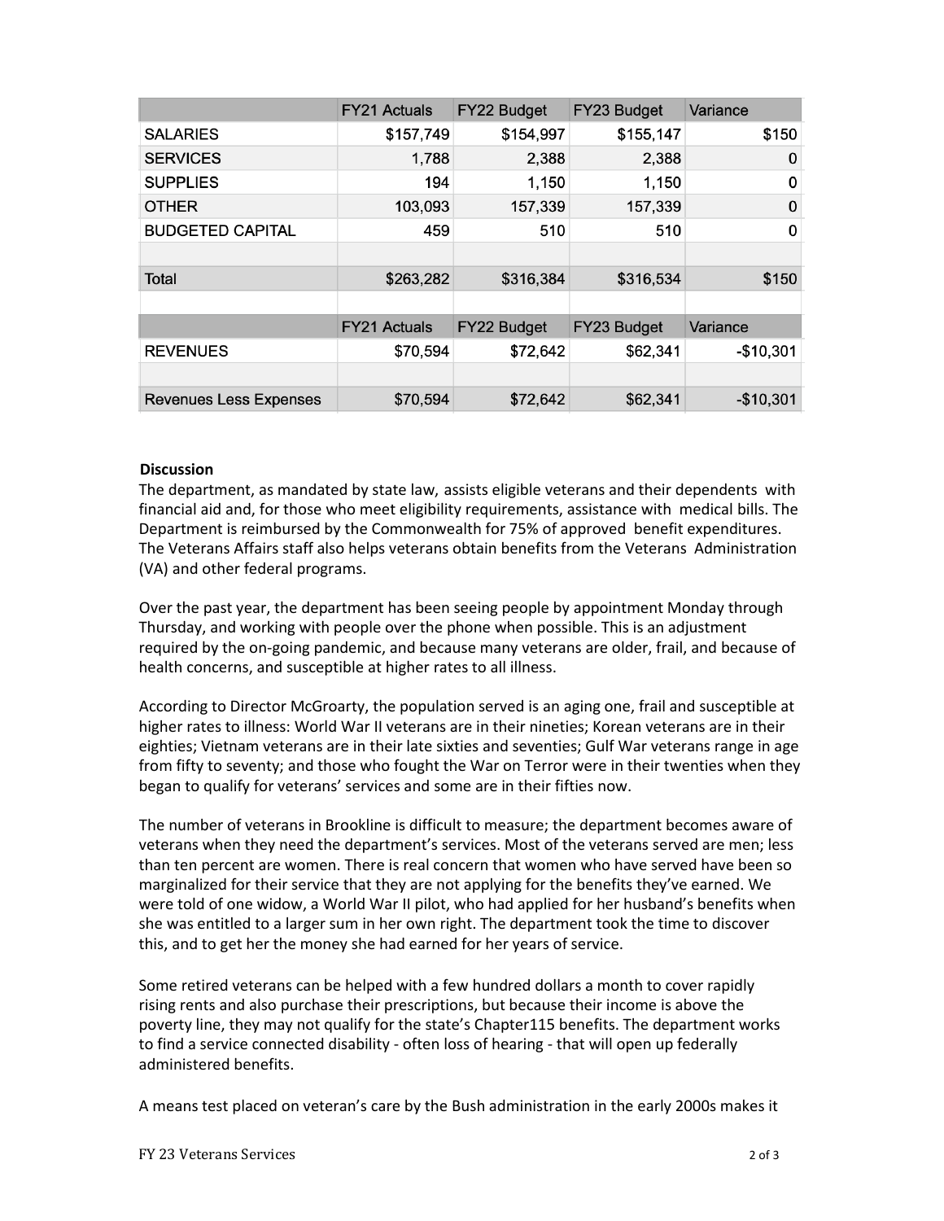| | FY21 Actuals | FY22 Budget | FY23 Budget | Variance |
|---|---|---|---|---|
| SALARIES | $157,749 | $154,997 | $155,147 | $150 |
| SERVICES | 1,788 | 2,388 | 2,388 | 0 |
| SUPPLIES | 194 | 1,150 | 1,150 | 0 |
| OTHER | 103,093 | 157,339 | 157,339 | 0 |
| BUDGETED CAPITAL | 459 | 510 | 510 | 0 |
| | | | | |
| Total | $263,282 | $316,384 | $316,534 | $150 |
| | | | | |
| | FY21 Actuals | FY22 Budget | FY23 Budget | Variance |
| REVENUES | $70,594 | $72,642 | $62,341 | -$10,301 |
| | | | | |
| Revenues Less Expenses | $70,594 | $72,642 | $62,341 | -$10,301 |

**Discussion**

The department, as mandated by state law, assists eligible veterans and their dependents with financial aid and, for those who meet eligibility requirements, assistance with medical bills. The Department is reimbursed by the Commonwealth for 75% of approved benefit expenditures. The Veterans Affairs staff also helps veterans obtain benefits from the Veterans Administration (VA) and other federal programs.

Over the past year, the department has been seeing people by appointment Monday through Thursday, and working with people over the phone when possible. This is an adjustment required by the on-going pandemic, and because many veterans are older, frail, and because of health concerns, and susceptible at higher rates to all illness.

According to Director McGroarty, the population served is an aging one, frail and susceptible at higher rates to illness: World War II veterans are in their nineties; Korean veterans are in their eighties; Vietnam veterans are in their late sixties and seventies; Gulf War veterans range in age from fifty to seventy; and those who fought the War on Terror were in their twenties when they began to qualify for veterans' services and some are in their fifties now.

The number of veterans in Brookline is difficult to measure; the department becomes aware of veterans when they need the department's services. Most of the veterans served are men; less than ten percent are women. There is real concern that women who have served have been so marginalized for their service that they are not applying for the benefits they've earned. We were told of one widow, a World War II pilot, who had applied for her husband's benefits when she was entitled to a larger sum in her own right. The department took the time to discover this, and to get her the money she had earned for her years of service.

Some retired veterans can be helped with a few hundred dollars a month to cover rapidly rising rents and also purchase their prescriptions, but because their income is above the poverty line, they may not qualify for the state's Chapter115 benefits. The department works to find a service connected disability - often loss of hearing - that will open up federally administered benefits.

A means test placed on veteran's care by the Bush administration in the early 2000s makes it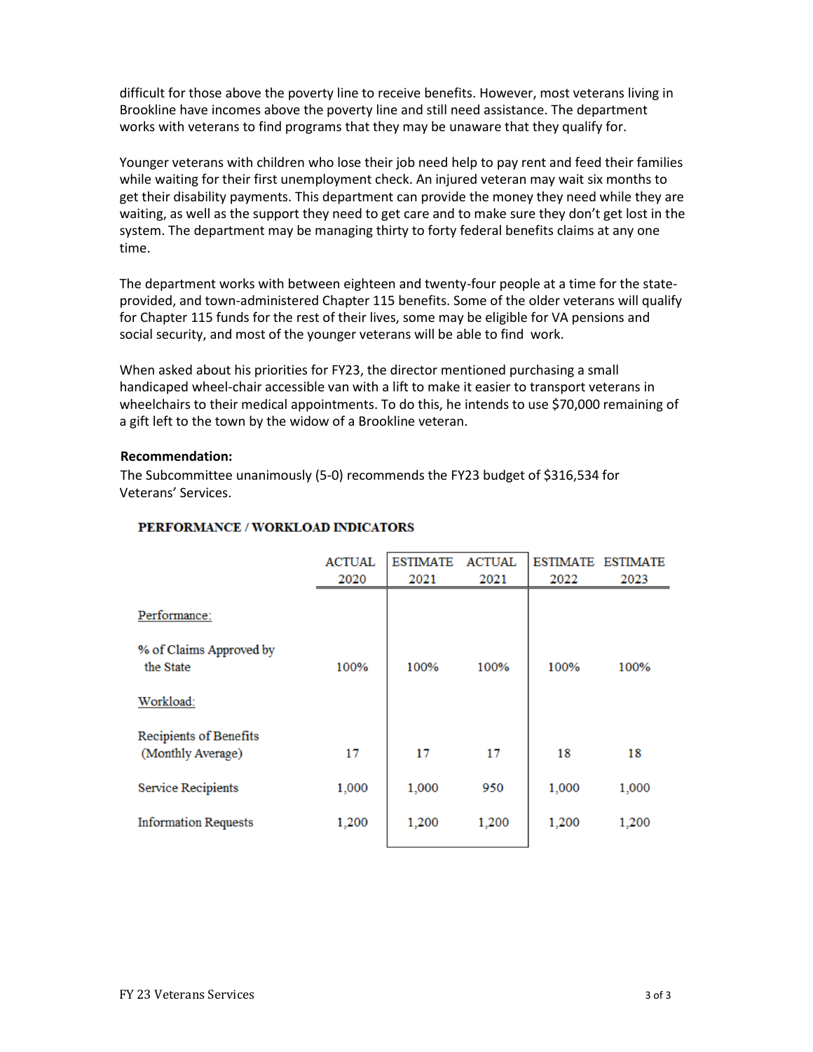difficult for those above the poverty line to receive benefits. However, most veterans living in Brookline have incomes above the poverty line and still need assistance. The department works with veterans to find programs that they may be unaware that they qualify for.

Younger veterans with children who lose their job need help to pay rent and feed their families while waiting for their first unemployment check. An injured veteran may wait six months to get their disability payments. This department can provide the money they need while they are waiting, as well as the support they need to get care and to make sure they don't get lost in the system. The department may be managing thirty to forty federal benefits claims at any one time.

The department works with between eighteen and twenty-four people at a time for the state-provided, and town-administered Chapter 115 benefits. Some of the older veterans will qualify for Chapter 115 funds for the rest of their lives, some may be eligible for VA pensions and social security, and most of the younger veterans will be able to find work.

When asked about his priorities for FY23, the director mentioned purchasing a small handicaped wheel-chair accessible van with a lift to make it easier to transport veterans in wheelchairs to their medical appointments. To do this, he intends to use $70,000 remaining of a gift left to the town by the widow of a Brookline veteran.

**Recommendation:**

The Subcommittee unanimously (5-0) recommends the FY23 budget of $316,534 for Veterans' Services.

**PERFORMANCE / WORKLOAD INDICATORS**

| | ACTUAL 2020 | ESTIMATE 2021 | ACTUAL 2021 | ESTIMATE 2022 | ESTIMATE 2023 |
|---|---|---|---|---|---|
| Performance: | | | | | |
| % of Claims Approved by the State | 100% | 100% | 100% | 100% | 100% |
| Workload: | | | | | |
| Recipients of Benefits (Monthly Average) | 17 | 17 | 17 | 18 | 18 |
| Service Recipients | 1,000 | 1,000 | 950 | 1,000 | 1,000 |
| Information Requests | 1,200 | 1,200 | 1,200 | 1,200 | 1,200 |